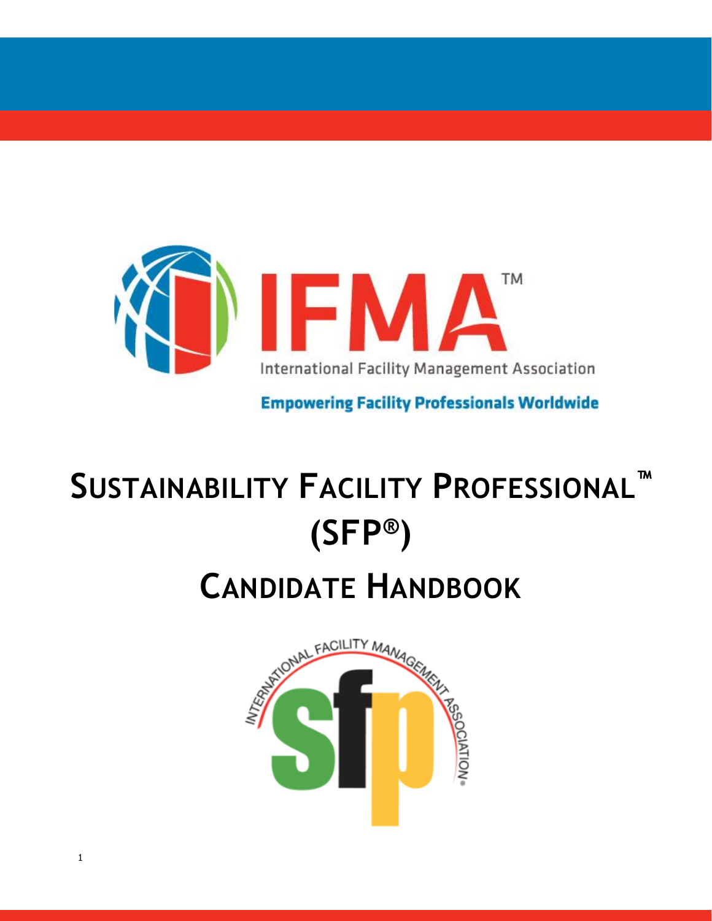IFMA™

International Facility Management Association

**Empowering Facility Professionals Worldwide**

# SUSTAINABILITY FACILITY PROFESSIONAL™ (SFP®)

# CANDIDATE HANDBOOK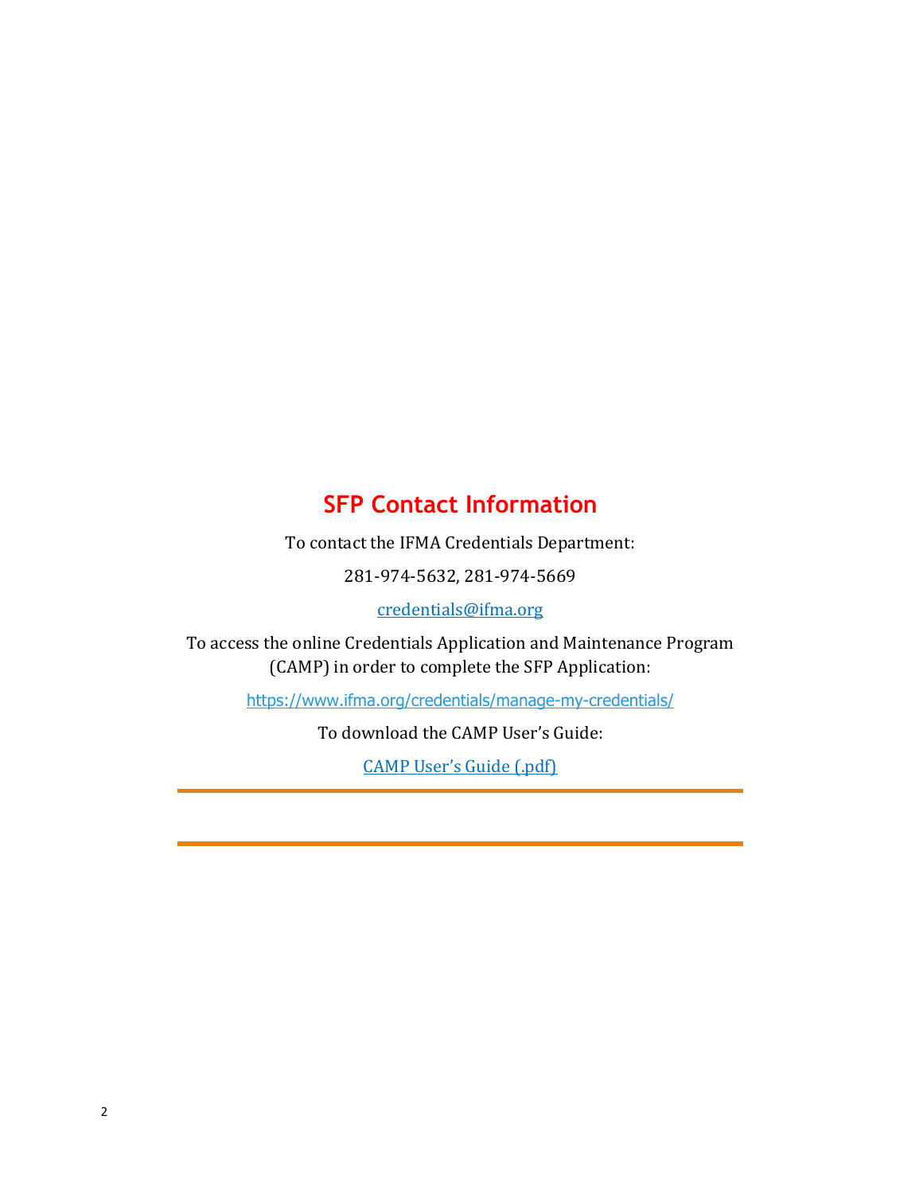## SFP Contact Information

To contact the IFMA Credentials Department:

281-974-5632, 281-974-5669

[credentials@ifma.org](mailto:credentials@ifma.org)

To access the online Credentials Application and Maintenance Program (CAMP) in order to complete the SFP Application:

[https://www.ifma.org/credentials/manage-my-credentials/](https://www.ifma.org/credentials/manage-my-credentials/)

To download the CAMP User's Guide:

CAMP User's Guide (.pdf)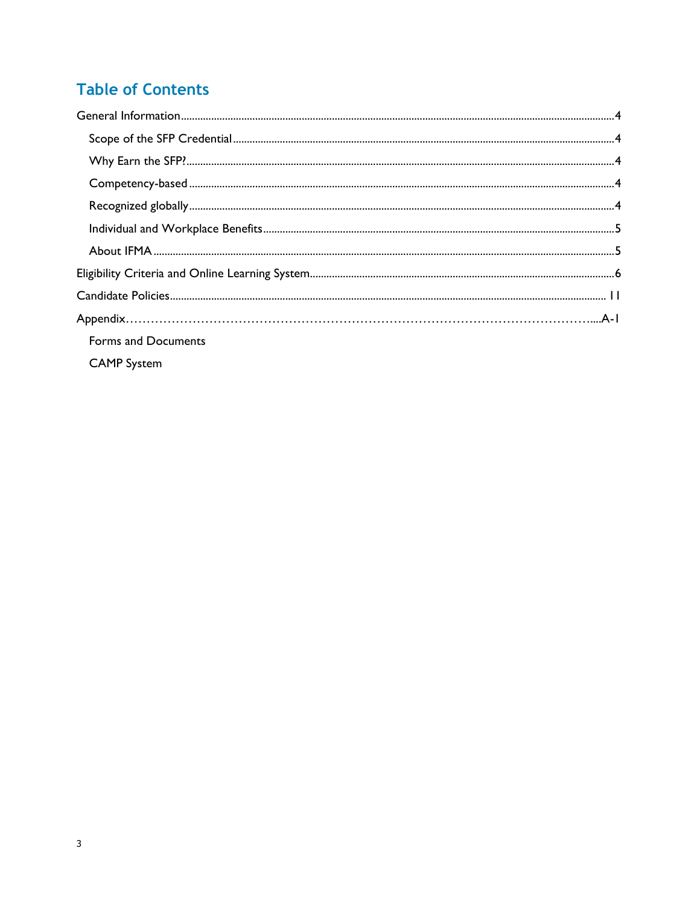## Table of Contents

General Information ....4

- Scope of the SFP Credential ....4
- Why Earn the SFP? ....4
- Competency-based ....4
- Recognized globally ....4
- Individual and Workplace Benefits ....5
- About IFMA ....5

Eligibility Criteria and Online Learning System ....6

Candidate Policies ....11

Appendix ....A-1

- Forms and Documents
- CAMP System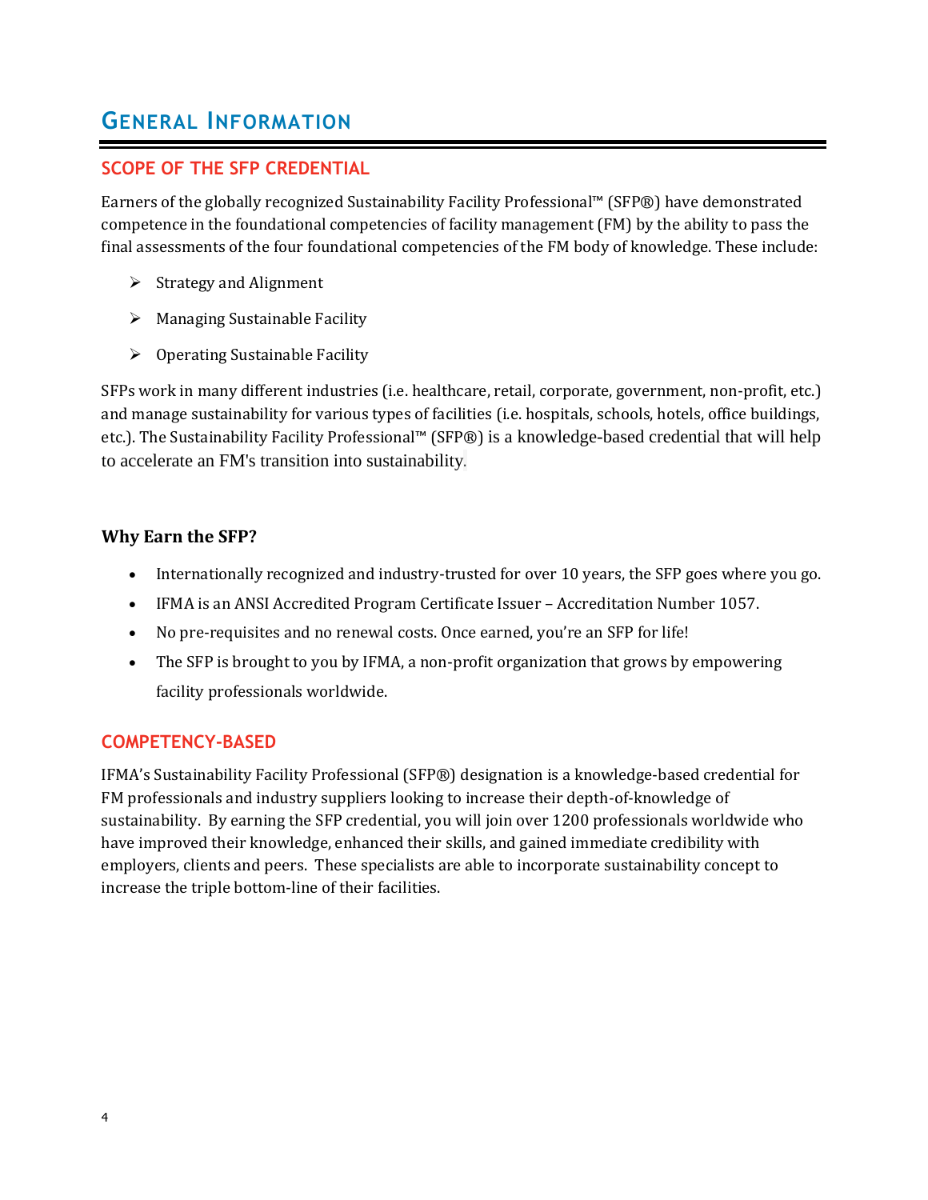# General Information

## SCOPE OF THE SFP CREDENTIAL

Earners of the globally recognized Sustainability Facility Professional™ (SFP®) have demonstrated competence in the foundational competencies of facility management (FM) by the ability to pass the final assessments of the four foundational competencies of the FM body of knowledge. These include:

- Strategy and Alignment
- Managing Sustainable Facility
- Operating Sustainable Facility

SFPs work in many different industries (i.e. healthcare, retail, corporate, government, non-profit, etc.) and manage sustainability for various types of facilities (i.e. hospitals, schools, hotels, office buildings, etc.). The Sustainability Facility Professional™ (SFP®) is a knowledge-based credential that will help to accelerate an FM's transition into sustainability.

### Why Earn the SFP?

- Internationally recognized and industry-trusted for over 10 years, the SFP goes where you go.
- IFMA is an ANSI Accredited Program Certificate Issuer – Accreditation Number 1057.
- No pre-requisites and no renewal costs. Once earned, you're an SFP for life!
- The SFP is brought to you by IFMA, a non-profit organization that grows by empowering facility professionals worldwide.

## COMPETENCY-BASED

IFMA's Sustainability Facility Professional (SFP®) designation is a knowledge-based credential for FM professionals and industry suppliers looking to increase their depth-of-knowledge of sustainability. By earning the SFP credential, you will join over 1200 professionals worldwide who have improved their knowledge, enhanced their skills, and gained immediate credibility with employers, clients and peers. These specialists are able to incorporate sustainability concept to increase the triple bottom-line of their facilities.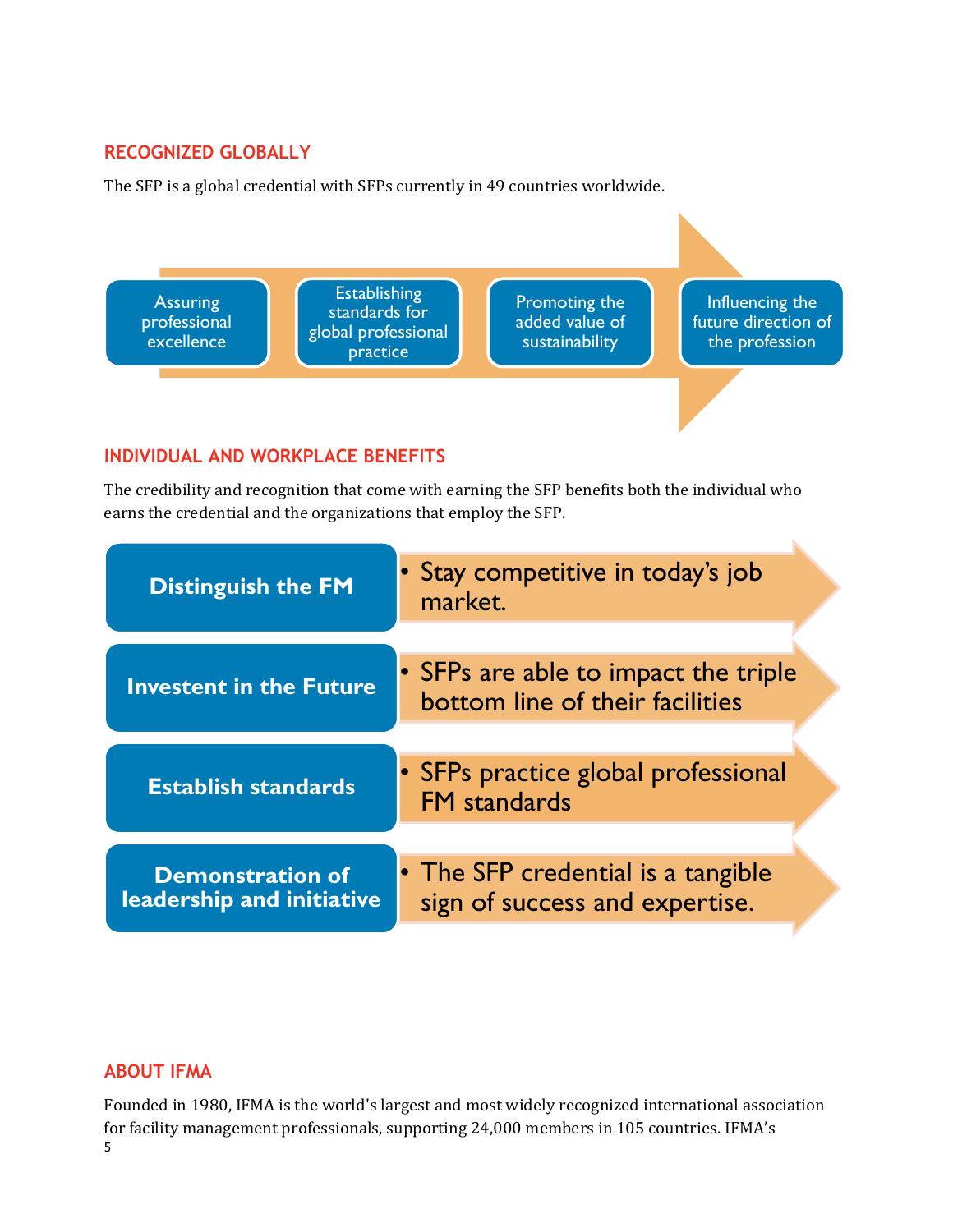## RECOGNIZED GLOBALLY

The SFP is a global credential with SFPs currently in 49 countries worldwide.

- Assuring professional excellence
- Establishing standards for global professional practice
- Promoting the added value of sustainability
- Influencing the future direction of the profession

## INDIVIDUAL AND WORKPLACE BENEFITS

The credibility and recognition that come with earning the SFP benefits both the individual who earns the credential and the organizations that employ the SFP.

| | |
|---|---|
| **Distinguish the FM** | • Stay competitive in today's job market. |
| **Investent in the Future** | • SFPs are able to impact the triple bottom line of their facilities |
| **Establish standards** | • SFPs practice global professional FM standards |
| **Demonstration of leadership and initiative** | • The SFP credential is a tangible sign of success and expertise. |

## ABOUT IFMA

Founded in 1980, IFMA is the world's largest and most widely recognized international association for facility management professionals, supporting 24,000 members in 105 countries. IFMA's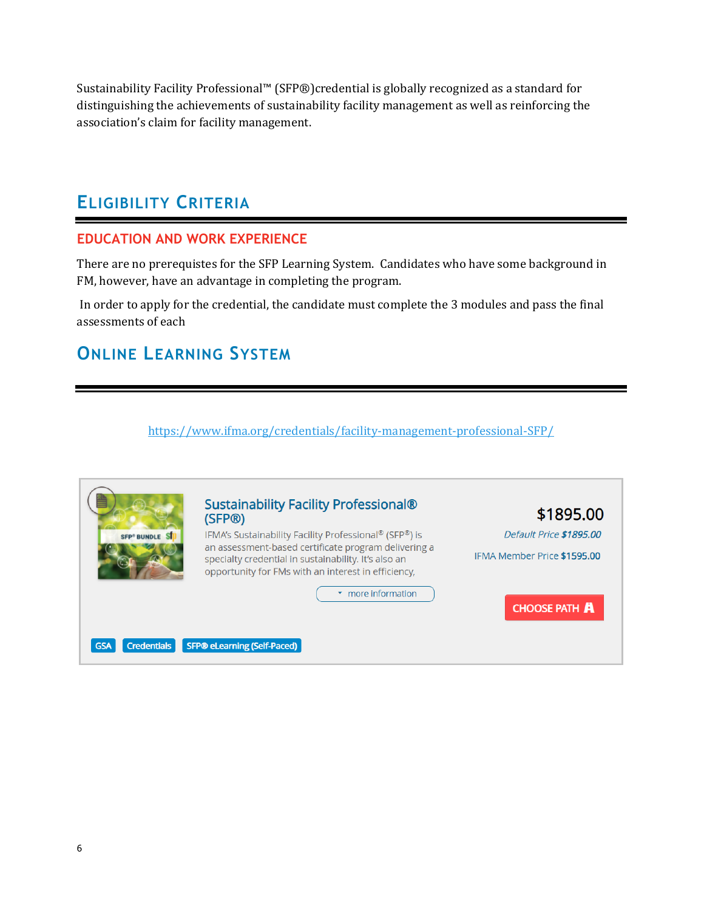Sustainability Facility Professional™ (SFP®)credential is globally recognized as a standard for distinguishing the achievements of sustainability facility management as well as reinforcing the association's claim for facility management.

## Eligibility Criteria

### EDUCATION AND WORK EXPERIENCE

There are no prerequistes for the SFP Learning System. Candidates who have some background in FM, however, have an advantage in completing the program.

In order to apply for the credential, the candidate must complete the 3 modules and pass the final assessments of each

## Online Learning System

[https://www.ifma.org/credentials/facility-management-professional-SFP/](https://www.ifma.org/credentials/facility-management-professional-SFP/)

SFP® BUNDLE

**Sustainability Facility Professional® (SFP®)**

IFMA's Sustainability Facility Professional® (SFP®) is an assessment-based certificate program delivering a specialty credential in sustainability. It's also an opportunity for FMs with an interest in efficiency,

more information

**$1895.00**

*Default Price* ***$1895.00***

IFMA Member Price **$1595.00**

CHOOSE PATH

GSA | Credentials | SFP® eLearning (Self-Paced)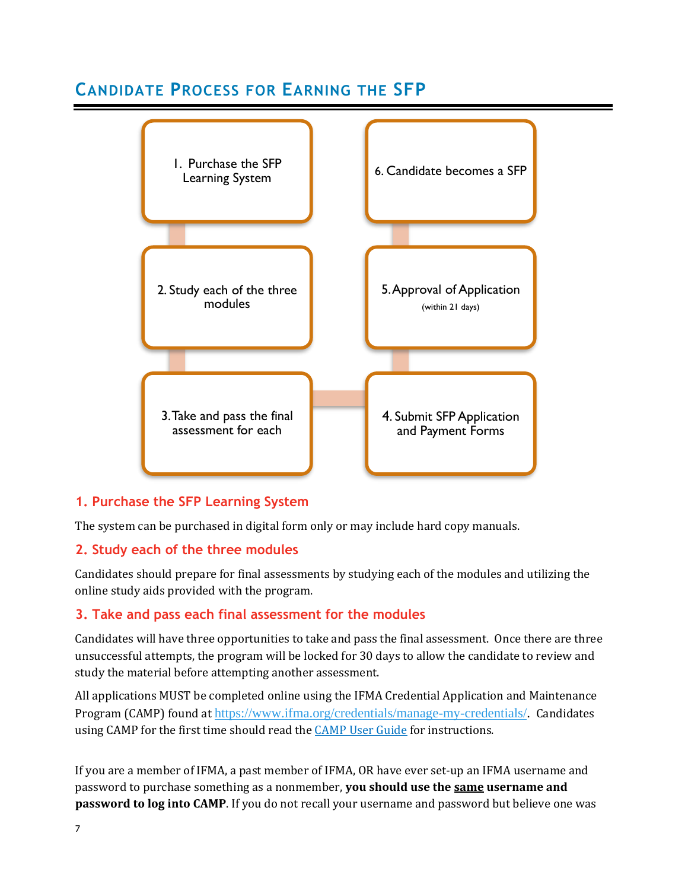## Candidate Process for Earning the SFP

1. Purchase the SFP Learning System
2. Study each of the three modules
3. Take and pass the final assessment for each
4. Submit SFP Application and Payment Forms
5. Approval of Application (within 21 days)
6. Candidate becomes a SFP

### 1. Purchase the SFP Learning System

The system can be purchased in digital form only or may include hard copy manuals.

### 2. Study each of the three modules

Candidates should prepare for final assessments by studying each of the modules and utilizing the online study aids provided with the program.

### 3. Take and pass each final assessment for the modules

Candidates will have three opportunities to take and pass the final assessment. Once there are three unsuccessful attempts, the program will be locked for 30 days to allow the candidate to review and study the material before attempting another assessment.

All applications MUST be completed online using the IFMA Credential Application and Maintenance Program (CAMP) found at [https://www.ifma.org/credentials/manage-my-credentials/](https://www.ifma.org/credentials/manage-my-credentials/). Candidates using CAMP for the first time should read the CAMP User Guide for instructions.

If you are a member of IFMA, a past member of IFMA, OR have ever set-up an IFMA username and password to purchase something as a nonmember, **you should use the <u>same</u> username and password to log into CAMP**. If you do not recall your username and password but believe one was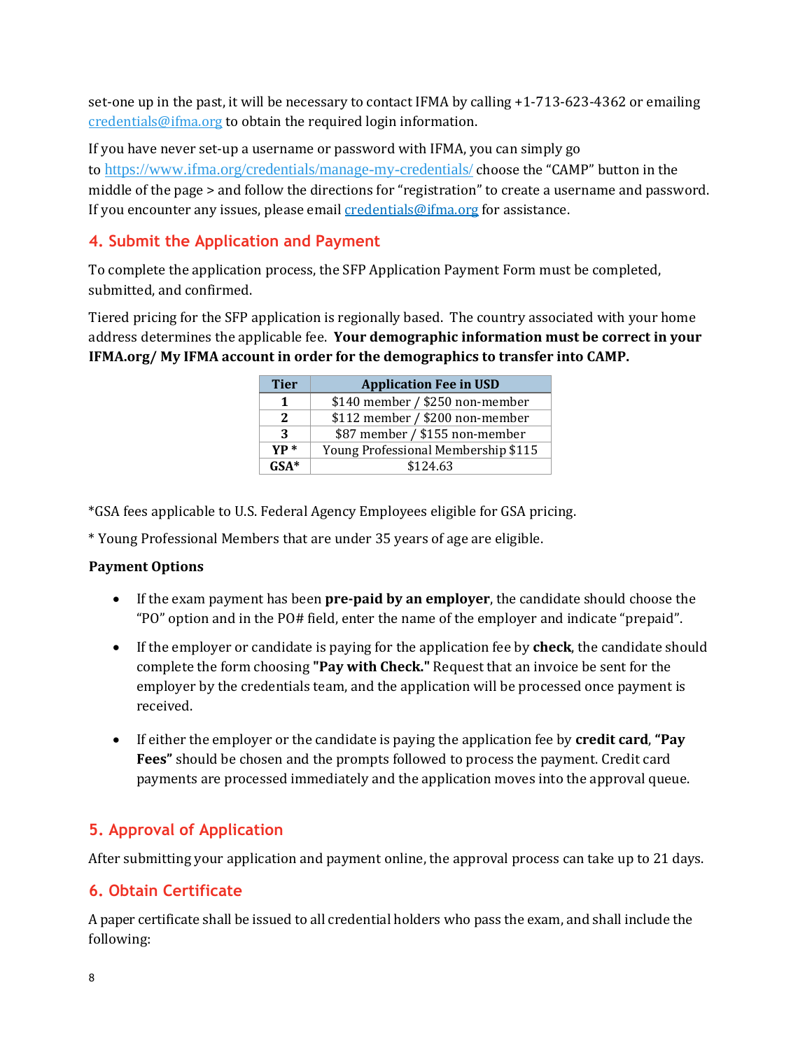set-one up in the past, it will be necessary to contact IFMA by calling +1-713-623-4362 or emailing credentials@ifma.org to obtain the required login information.

If you have never set-up a username or password with IFMA, you can simply go to https://www.ifma.org/credentials/manage-my-credentials/ choose the "CAMP" button in the middle of the page > and follow the directions for "registration" to create a username and password. If you encounter any issues, please email credentials@ifma.org for assistance.

## 4. Submit the Application and Payment

To complete the application process, the SFP Application Payment Form must be completed, submitted, and confirmed.

Tiered pricing for the SFP application is regionally based. The country associated with your home address determines the applicable fee. **Your demographic information must be correct in your IFMA.org/ My IFMA account in order for the demographics to transfer into CAMP.**

| Tier | Application Fee in USD |
|---|---|
| **1** | $140 member / $250 non-member |
| **2** | $112 member / $200 non-member |
| **3** | $87 member / $155 non-member |
| **YP *** | Young Professional Membership $115 |
| **GSA*** | $124.63 |

*GSA fees applicable to U.S. Federal Agency Employees eligible for GSA pricing.

* Young Professional Members that are under 35 years of age are eligible.

**Payment Options**

- If the exam payment has been **pre-paid by an employer**, the candidate should choose the "PO" option and in the PO# field, enter the name of the employer and indicate "prepaid".
- If the employer or candidate is paying for the application fee by **check**, the candidate should complete the form choosing **"Pay with Check."** Request that an invoice be sent for the employer by the credentials team, and the application will be processed once payment is received.
- If either the employer or the candidate is paying the application fee by **credit card**, **"Pay Fees"** should be chosen and the prompts followed to process the payment. Credit card payments are processed immediately and the application moves into the approval queue.

## 5. Approval of Application

After submitting your application and payment online, the approval process can take up to 21 days.

## 6. Obtain Certificate

A paper certificate shall be issued to all credential holders who pass the exam, and shall include the following: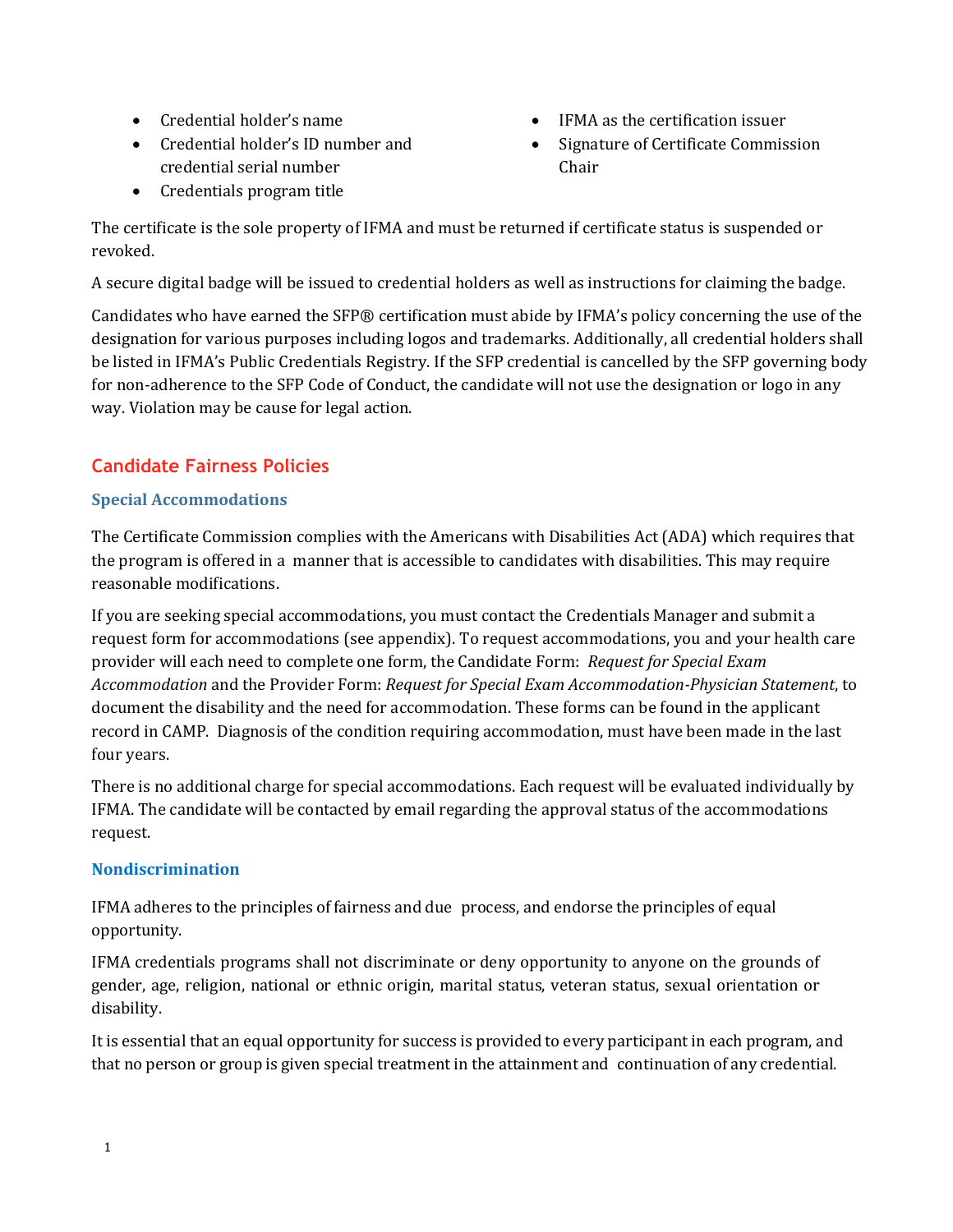- Credential holder's name
- Credential holder's ID number and credential serial number
- Credentials program title
- IFMA as the certification issuer
- Signature of Certificate Commission Chair

The certificate is the sole property of IFMA and must be returned if certificate status is suspended or revoked.

A secure digital badge will be issued to credential holders as well as instructions for claiming the badge.

Candidates who have earned the SFP® certification must abide by IFMA's policy concerning the use of the designation for various purposes including logos and trademarks. Additionally, all credential holders shall be listed in IFMA's Public Credentials Registry. If the SFP credential is cancelled by the SFP governing body for non-adherence to the SFP Code of Conduct, the candidate will not use the designation or logo in any way. Violation may be cause for legal action.

## Candidate Fairness Policies

### Special Accommodations

The Certificate Commission complies with the Americans with Disabilities Act (ADA) which requires that the program is offered in a manner that is accessible to candidates with disabilities. This may require reasonable modifications.

If you are seeking special accommodations, you must contact the Credentials Manager and submit a request form for accommodations (see appendix). To request accommodations, you and your health care provider will each need to complete one form, the Candidate Form: *Request for Special Exam Accommodation* and the Provider Form: *Request for Special Exam Accommodation-Physician Statement*, to document the disability and the need for accommodation. These forms can be found in the applicant record in CAMP. Diagnosis of the condition requiring accommodation, must have been made in the last four years.

There is no additional charge for special accommodations. Each request will be evaluated individually by IFMA. The candidate will be contacted by email regarding the approval status of the accommodations request.

### Nondiscrimination

IFMA adheres to the principles of fairness and due process, and endorse the principles of equal opportunity.

IFMA credentials programs shall not discriminate or deny opportunity to anyone on the grounds of gender, age, religion, national or ethnic origin, marital status, veteran status, sexual orientation or disability.

It is essential that an equal opportunity for success is provided to every participant in each program, and that no person or group is given special treatment in the attainment and continuation of any credential.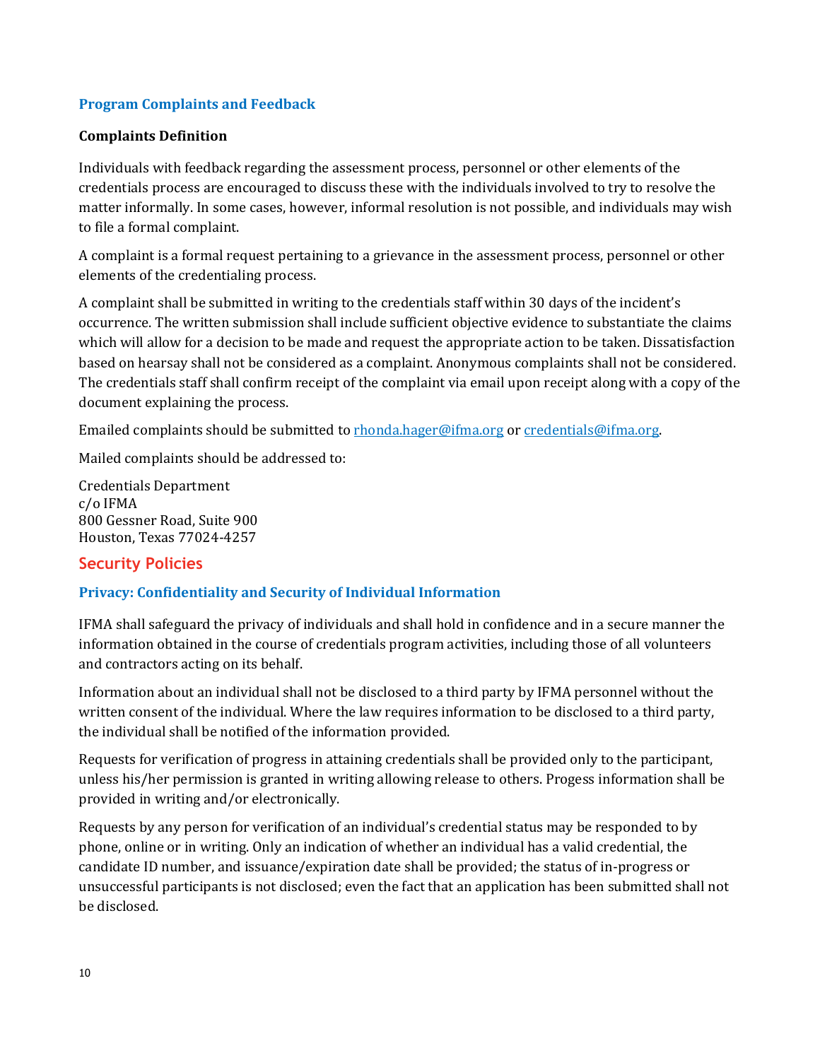### Program Complaints and Feedback

**Complaints Definition**

Individuals with feedback regarding the assessment process, personnel or other elements of the credentials process are encouraged to discuss these with the individuals involved to try to resolve the matter informally. In some cases, however, informal resolution is not possible, and individuals may wish to file a formal complaint.

A complaint is a formal request pertaining to a grievance in the assessment process, personnel or other elements of the credentialing process.

A complaint shall be submitted in writing to the credentials staff within 30 days of the incident's occurrence. The written submission shall include sufficient objective evidence to substantiate the claims which will allow for a decision to be made and request the appropriate action to be taken. Dissatisfaction based on hearsay shall not be considered as a complaint. Anonymous complaints shall not be considered. The credentials staff shall confirm receipt of the complaint via email upon receipt along with a copy of the document explaining the process.

Emailed complaints should be submitted to rhonda.hager@ifma.org or credentials@ifma.org.

Mailed complaints should be addressed to:

Credentials Department
c/o IFMA
800 Gessner Road, Suite 900
Houston, Texas 77024-4257

## Security Policies

### Privacy: Confidentiality and Security of Individual Information

IFMA shall safeguard the privacy of individuals and shall hold in confidence and in a secure manner the information obtained in the course of credentials program activities, including those of all volunteers and contractors acting on its behalf.

Information about an individual shall not be disclosed to a third party by IFMA personnel without the written consent of the individual. Where the law requires information to be disclosed to a third party, the individual shall be notified of the information provided.

Requests for verification of progress in attaining credentials shall be provided only to the participant, unless his/her permission is granted in writing allowing release to others. Progess information shall be provided in writing and/or electronically.

Requests by any person for verification of an individual's credential status may be responded to by phone, online or in writing. Only an indication of whether an individual has a valid credential, the candidate ID number, and issuance/expiration date shall be provided; the status of in-progress or unsuccessful participants is not disclosed; even the fact that an application has been submitted shall not be disclosed.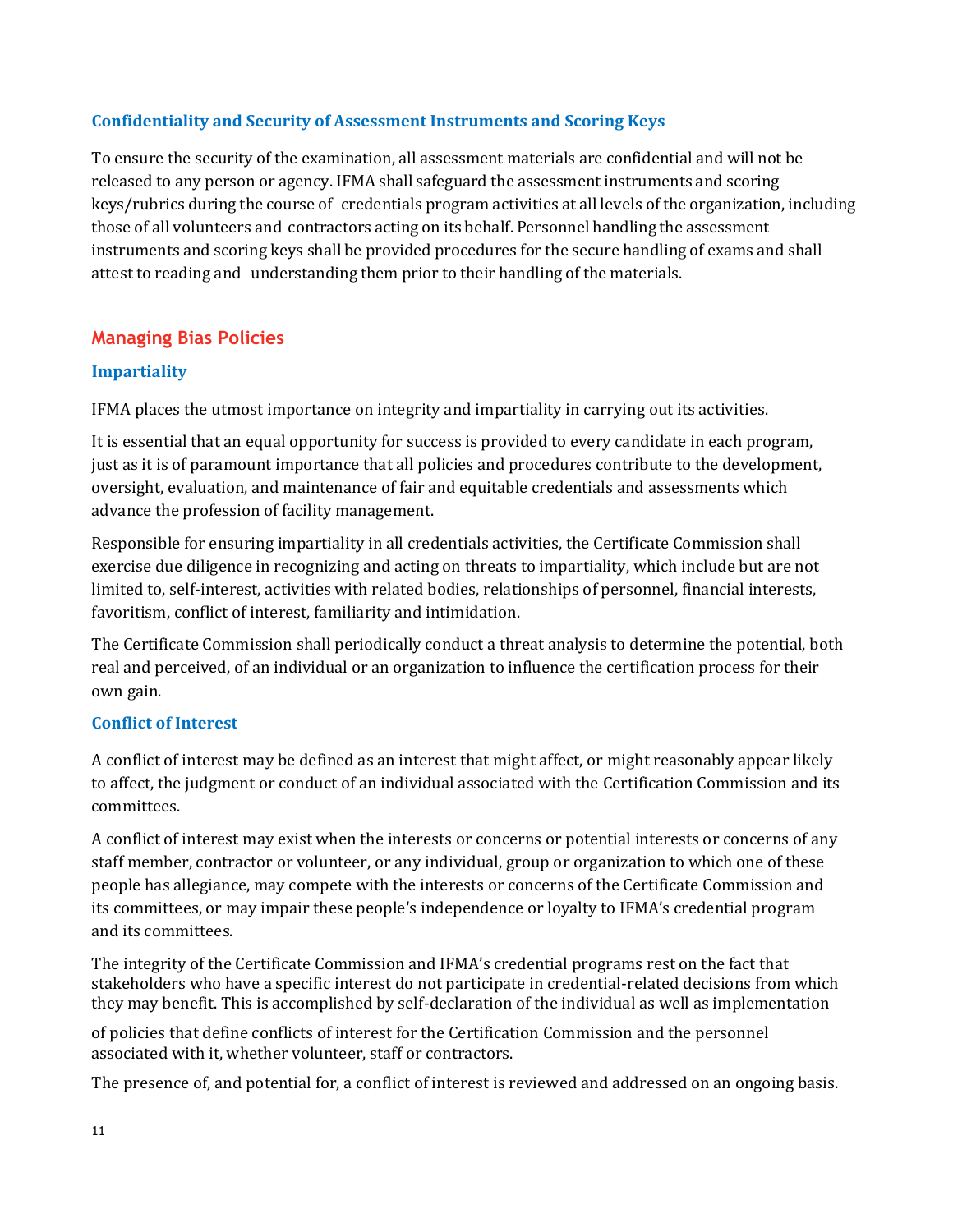### Confidentiality and Security of Assessment Instruments and Scoring Keys

To ensure the security of the examination, all assessment materials are confidential and will not be released to any person or agency. IFMA shall safeguard the assessment instruments and scoring keys/rubrics during the course of credentials program activities at all levels of the organization, including those of all volunteers and contractors acting on its behalf. Personnel handling the assessment instruments and scoring keys shall be provided procedures for the secure handling of exams and shall attest to reading and understanding them prior to their handling of the materials.

## Managing Bias Policies

### Impartiality

IFMA places the utmost importance on integrity and impartiality in carrying out its activities.

It is essential that an equal opportunity for success is provided to every candidate in each program, just as it is of paramount importance that all policies and procedures contribute to the development, oversight, evaluation, and maintenance of fair and equitable credentials and assessments which advance the profession of facility management.

Responsible for ensuring impartiality in all credentials activities, the Certificate Commission shall exercise due diligence in recognizing and acting on threats to impartiality, which include but are not limited to, self-interest, activities with related bodies, relationships of personnel, financial interests, favoritism, conflict of interest, familiarity and intimidation.

The Certificate Commission shall periodically conduct a threat analysis to determine the potential, both real and perceived, of an individual or an organization to influence the certification process for their own gain.

### Conflict of Interest

A conflict of interest may be defined as an interest that might affect, or might reasonably appear likely to affect, the judgment or conduct of an individual associated with the Certification Commission and its committees.

A conflict of interest may exist when the interests or concerns or potential interests or concerns of any staff member, contractor or volunteer, or any individual, group or organization to which one of these people has allegiance, may compete with the interests or concerns of the Certificate Commission and its committees, or may impair these people's independence or loyalty to IFMA's credential program and its committees.

The integrity of the Certificate Commission and IFMA's credential programs rest on the fact that stakeholders who have a specific interest do not participate in credential-related decisions from which they may benefit. This is accomplished by self-declaration of the individual as well as implementation of policies that define conflicts of interest for the Certification Commission and the personnel associated with it, whether volunteer, staff or contractors.

The presence of, and potential for, a conflict of interest is reviewed and addressed on an ongoing basis.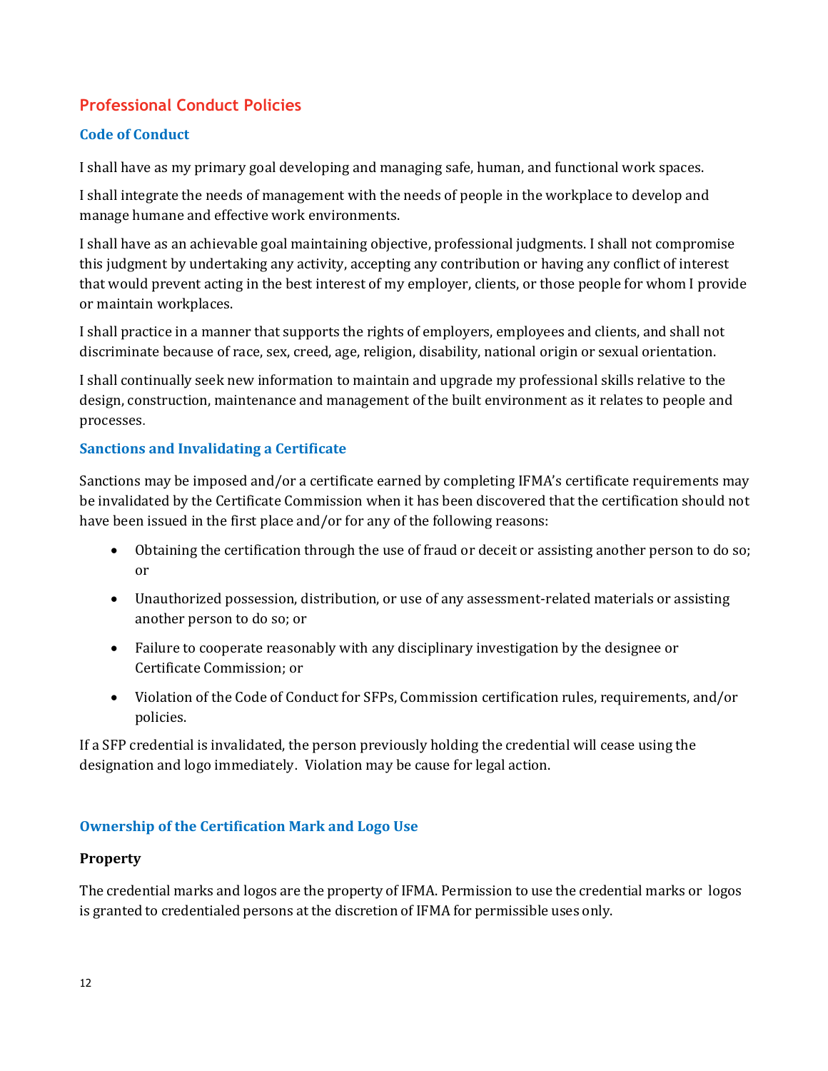## Professional Conduct Policies

### Code of Conduct

I shall have as my primary goal developing and managing safe, human, and functional work spaces.

I shall integrate the needs of management with the needs of people in the workplace to develop and manage humane and effective work environments.

I shall have as an achievable goal maintaining objective, professional judgments. I shall not compromise this judgment by undertaking any activity, accepting any contribution or having any conflict of interest that would prevent acting in the best interest of my employer, clients, or those people for whom I provide or maintain workplaces.

I shall practice in a manner that supports the rights of employers, employees and clients, and shall not discriminate because of race, sex, creed, age, religion, disability, national origin or sexual orientation.

I shall continually seek new information to maintain and upgrade my professional skills relative to the design, construction, maintenance and management of the built environment as it relates to people and processes.

### Sanctions and Invalidating a Certificate

Sanctions may be imposed and/or a certificate earned by completing IFMA's certificate requirements may be invalidated by the Certificate Commission when it has been discovered that the certification should not have been issued in the first place and/or for any of the following reasons:

- Obtaining the certification through the use of fraud or deceit or assisting another person to do so; or
- Unauthorized possession, distribution, or use of any assessment-related materials or assisting another person to do so; or
- Failure to cooperate reasonably with any disciplinary investigation by the designee or Certificate Commission; or
- Violation of the Code of Conduct for SFPs, Commission certification rules, requirements, and/or policies.

If a SFP credential is invalidated, the person previously holding the credential will cease using the designation and logo immediately. Violation may be cause for legal action.

### Ownership of the Certification Mark and Logo Use

**Property**

The credential marks and logos are the property of IFMA. Permission to use the credential marks or logos is granted to credentialed persons at the discretion of IFMA for permissible uses only.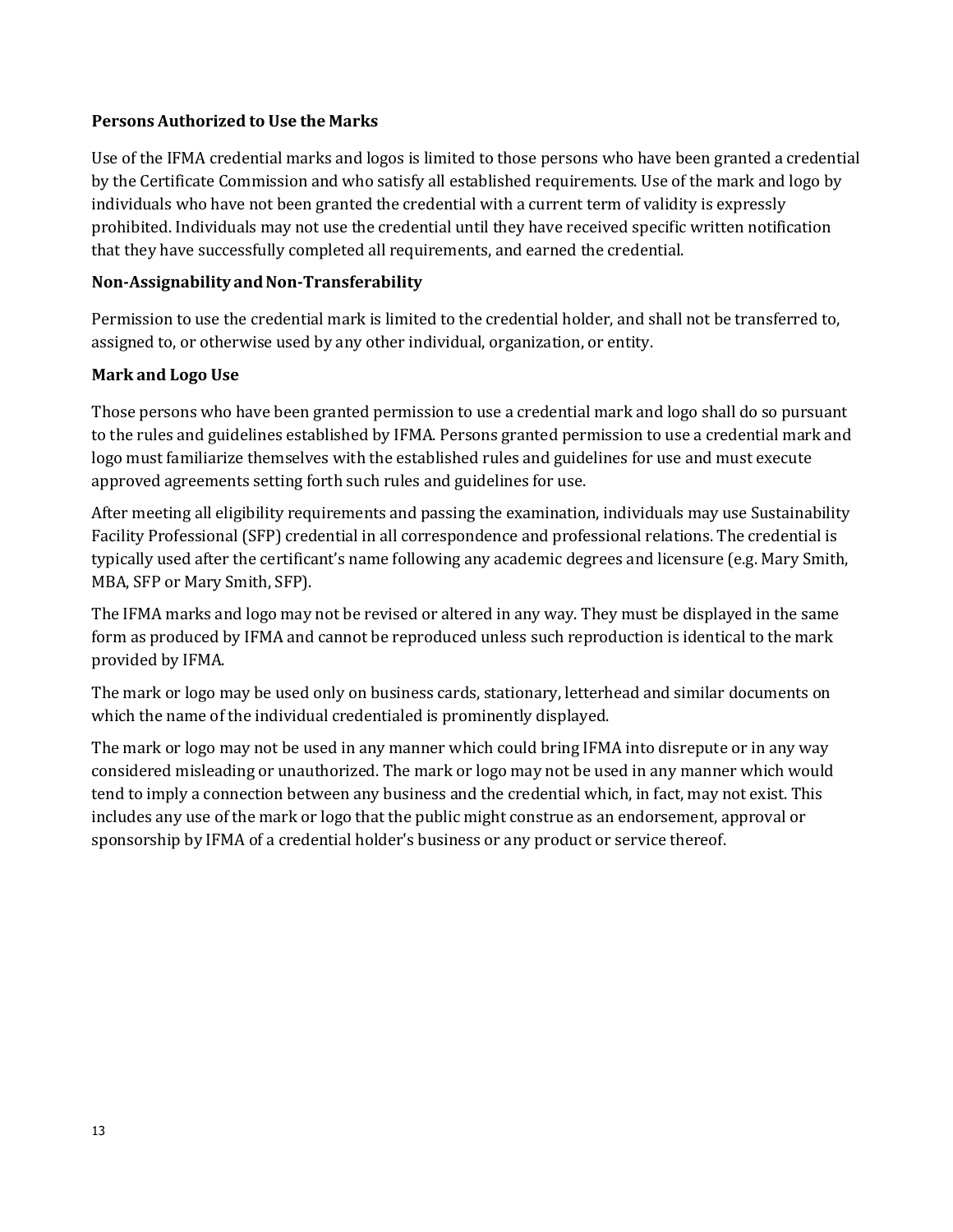**Persons Authorized to Use the Marks**

Use of the IFMA credential marks and logos is limited to those persons who have been granted a credential by the Certificate Commission and who satisfy all established requirements. Use of the mark and logo by individuals who have not been granted the credential with a current term of validity is expressly prohibited. Individuals may not use the credential until they have received specific written notification that they have successfully completed all requirements, and earned the credential.

**Non-Assignability and Non-Transferability**

Permission to use the credential mark is limited to the credential holder, and shall not be transferred to, assigned to, or otherwise used by any other individual, organization, or entity.

**Mark and Logo Use**

Those persons who have been granted permission to use a credential mark and logo shall do so pursuant to the rules and guidelines established by IFMA. Persons granted permission to use a credential mark and logo must familiarize themselves with the established rules and guidelines for use and must execute approved agreements setting forth such rules and guidelines for use.

After meeting all eligibility requirements and passing the examination, individuals may use Sustainability Facility Professional (SFP) credential in all correspondence and professional relations. The credential is typically used after the certificant's name following any academic degrees and licensure (e.g. Mary Smith, MBA, SFP or Mary Smith, SFP).

The IFMA marks and logo may not be revised or altered in any way. They must be displayed in the same form as produced by IFMA and cannot be reproduced unless such reproduction is identical to the mark provided by IFMA.

The mark or logo may be used only on business cards, stationary, letterhead and similar documents on which the name of the individual credentialed is prominently displayed.

The mark or logo may not be used in any manner which could bring IFMA into disrepute or in any way considered misleading or unauthorized. The mark or logo may not be used in any manner which would tend to imply a connection between any business and the credential which, in fact, may not exist. This includes any use of the mark or logo that the public might construe as an endorsement, approval or sponsorship by IFMA of a credential holder's business or any product or service thereof.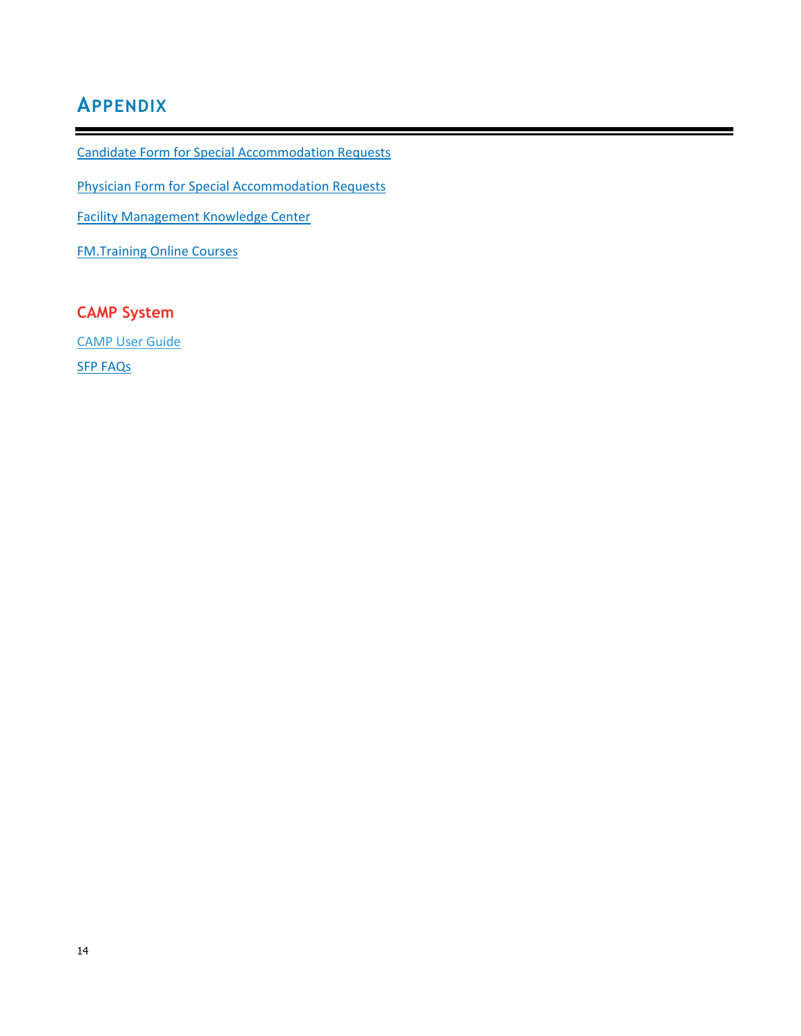# Appendix

Candidate Form for Special Accommodation Requests

Physician Form for Special Accommodation Requests

Facility Management Knowledge Center

FM.Training Online Courses

## CAMP System

CAMP User Guide

SFP FAQs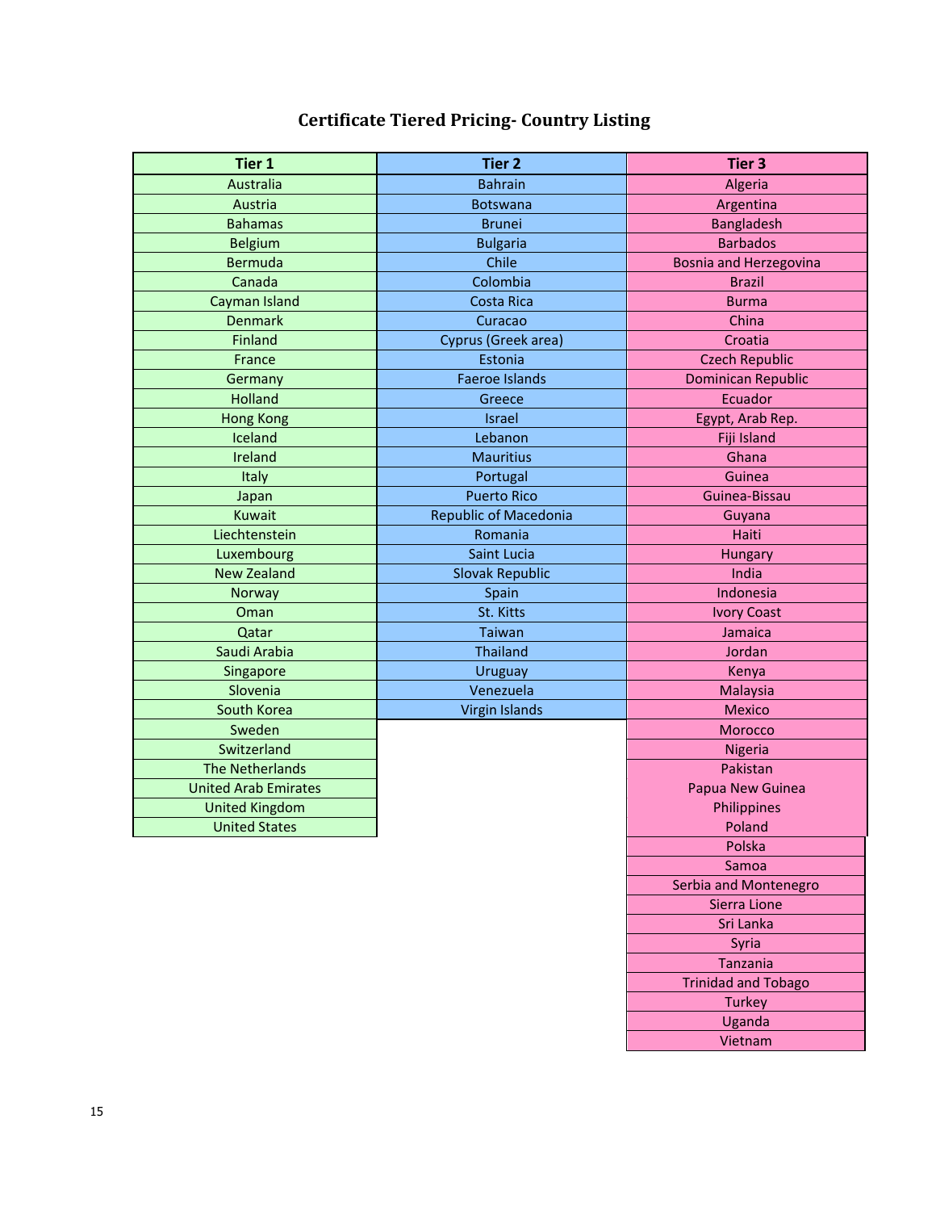# Certificate Tiered Pricing- Country Listing

| Tier 1 | Tier 2 | Tier 3 |
|---|---|---|
| Australia | Bahrain | Algeria |
| Austria | Botswana | Argentina |
| Bahamas | Brunei | Bangladesh |
| Belgium | Bulgaria | Barbados |
| Bermuda | Chile | Bosnia and Herzegovina |
| Canada | Colombia | Brazil |
| Cayman Island | Costa Rica | Burma |
| Denmark | Curacao | China |
| Finland | Cyprus (Greek area) | Croatia |
| France | Estonia | Czech Republic |
| Germany | Faeroe Islands | Dominican Republic |
| Holland | Greece | Ecuador |
| Hong Kong | Israel | Egypt, Arab Rep. |
| Iceland | Lebanon | Fiji Island |
| Ireland | Mauritius | Ghana |
| Italy | Portugal | Guinea |
| Japan | Puerto Rico | Guinea-Bissau |
| Kuwait | Republic of Macedonia | Guyana |
| Liechtenstein | Romania | Haiti |
| Luxembourg | Saint Lucia | Hungary |
| New Zealand | Slovak Republic | India |
| Norway | Spain | Indonesia |
| Oman | St. Kitts | Ivory Coast |
| Qatar | Taiwan | Jamaica |
| Saudi Arabia | Thailand | Jordan |
| Singapore | Uruguay | Kenya |
| Slovenia | Venezuela | Malaysia |
| South Korea | Virgin Islands | Mexico |
| Sweden | | Morocco |
| Switzerland | | Nigeria |
| The Netherlands | | Pakistan |
| United Arab Emirates | | Papua New Guinea |
| United Kingdom | | Philippines |
| United States | | Poland |
| | | Polska |
| | | Samoa |
| | | Serbia and Montenegro |
| | | Sierra Lione |
| | | Sri Lanka |
| | | Syria |
| | | Tanzania |
| | | Trinidad and Tobago |
| | | Turkey |
| | | Uganda |
| | | Vietnam |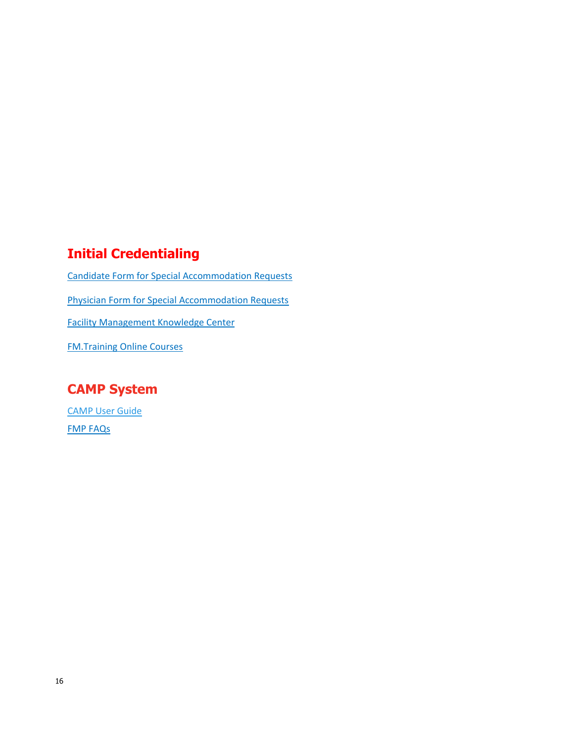## Initial Credentialing

Candidate Form for Special Accommodation Requests

Physician Form for Special Accommodation Requests

Facility Management Knowledge Center

FM.Training Online Courses

## CAMP System

CAMP User Guide

FMP FAQs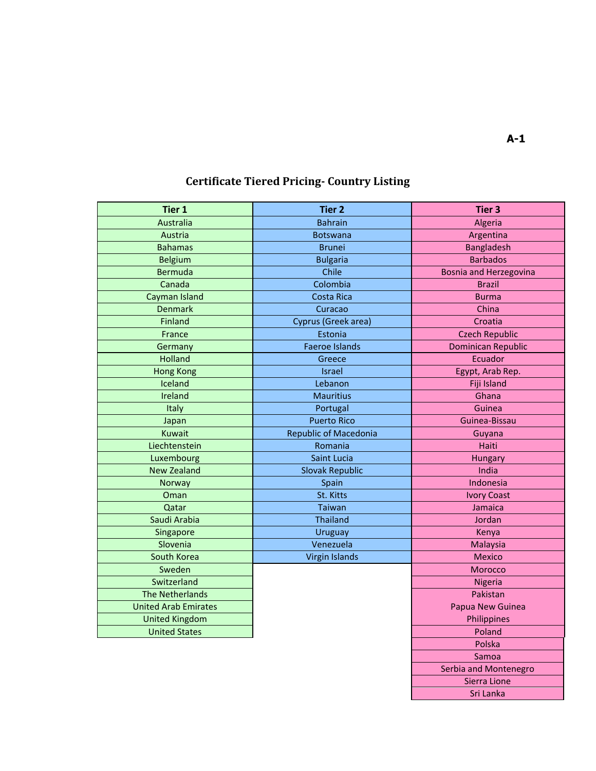A-1

## Certificate Tiered Pricing- Country Listing

| Tier 1 | Tier 2 | Tier 3 |
|---|---|---|
| Australia | Bahrain | Algeria |
| Austria | Botswana | Argentina |
| Bahamas | Brunei | Bangladesh |
| Belgium | Bulgaria | Barbados |
| Bermuda | Chile | Bosnia and Herzegovina |
| Canada | Colombia | Brazil |
| Cayman Island | Costa Rica | Burma |
| Denmark | Curacao | China |
| Finland | Cyprus (Greek area) | Croatia |
| France | Estonia | Czech Republic |
| Germany | Faeroe Islands | Dominican Republic |
| Holland | Greece | Ecuador |
| Hong Kong | Israel | Egypt, Arab Rep. |
| Iceland | Lebanon | Fiji Island |
| Ireland | Mauritius | Ghana |
| Italy | Portugal | Guinea |
| Japan | Puerto Rico | Guinea-Bissau |
| Kuwait | Republic of Macedonia | Guyana |
| Liechtenstein | Romania | Haiti |
| Luxembourg | Saint Lucia | Hungary |
| New Zealand | Slovak Republic | India |
| Norway | Spain | Indonesia |
| Oman | St. Kitts | Ivory Coast |
| Qatar | Taiwan | Jamaica |
| Saudi Arabia | Thailand | Jordan |
| Singapore | Uruguay | Kenya |
| Slovenia | Venezuela | Malaysia |
| South Korea | Virgin Islands | Mexico |
| Sweden | | Morocco |
| Switzerland | | Nigeria |
| The Netherlands | | Pakistan |
| United Arab Emirates | | Papua New Guinea |
| United Kingdom | | Philippines |
| United States | | Poland |
| | | Polska |
| | | Samoa |
| | | Serbia and Montenegro |
| | | Sierra Lione |
| | | Sri Lanka |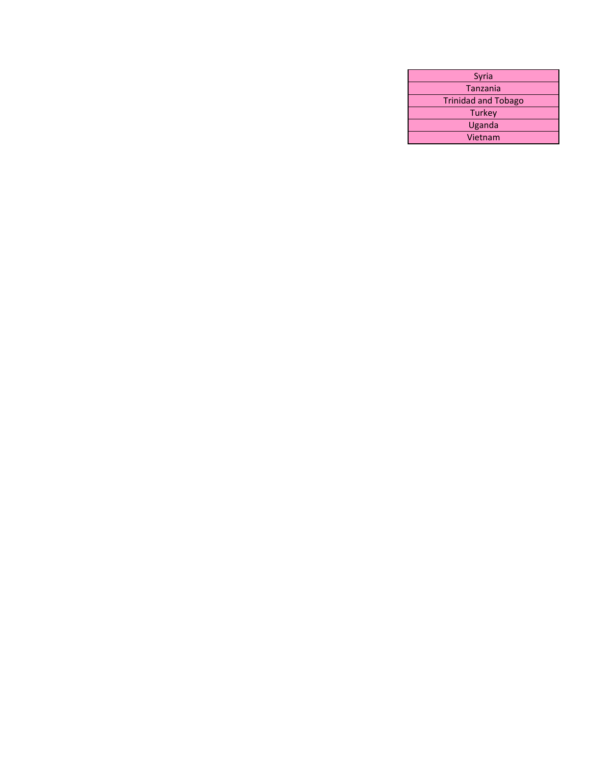| |
|---|
| Syria |
| Tanzania |
| Trinidad and Tobago |
| Turkey |
| Uganda |
| Vietnam |